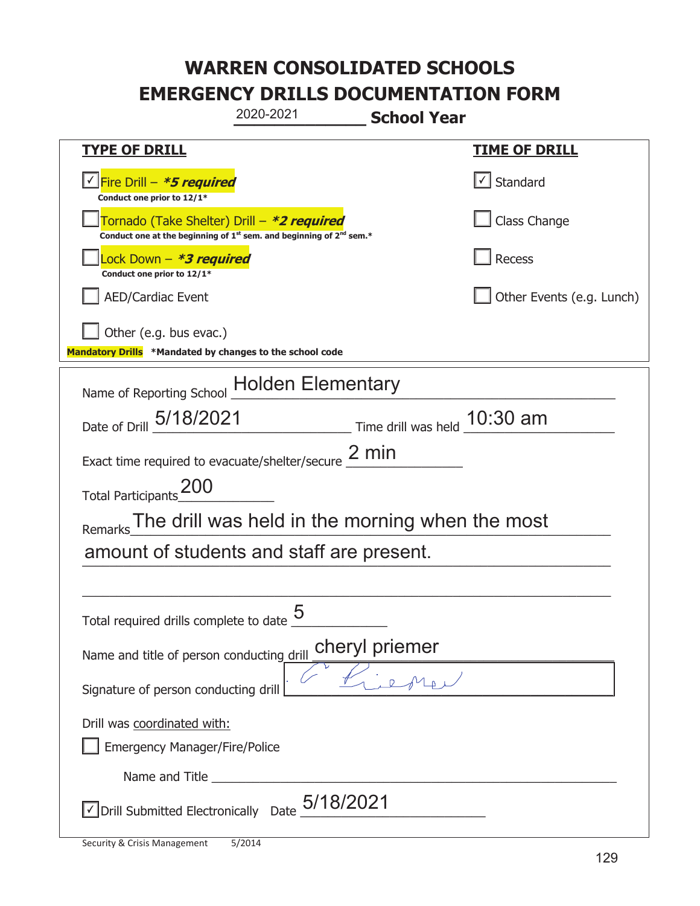# WARREN CONSOLIDATED SCHOOLS
# EMERGENCY DRILLS DOCUMENTATION FORM

2020-2021 **School Year**

| **TYPE OF DRILL** | **TIME OF DRILL** |
|---|---|
| ☑ Fire Drill – ***5 required*** <br> **Conduct one prior to 12/1*** | ☑ Standard |
| ☐ Tornado (Take Shelter) Drill – ***2 required*** <br> **Conduct one at the beginning of 1st sem. and beginning of 2nd sem.*** | ☐ Class Change |
| ☐ Lock Down – ***3 required*** <br> **Conduct one prior to 12/1*** | ☐ Recess |
| ☐ AED/Cardiac Event | ☐ Other Events (e.g. Lunch) |
| ☐ Other (e.g. bus evac.) | |

**Mandatory Drills** ***Mandated by changes to the school code**

Name of Reporting School: Holden Elementary

Date of Drill: 5/18/2021 Time drill was held: 10:30 am

Exact time required to evacuate/shelter/secure: 2 min

Total Participants: 200

Remarks: The drill was held in the morning when the most amount of students and staff are present.

Total required drills complete to date: 5

Name and title of person conducting drill: cheryl priemer

Signature of person conducting drill: C Priemer

Drill was coordinated with:

☐ Emergency Manager/Fire/Police

Name and Title ______

☑ Drill Submitted Electronically Date: 5/18/2021

Security & Crisis Management 5/2014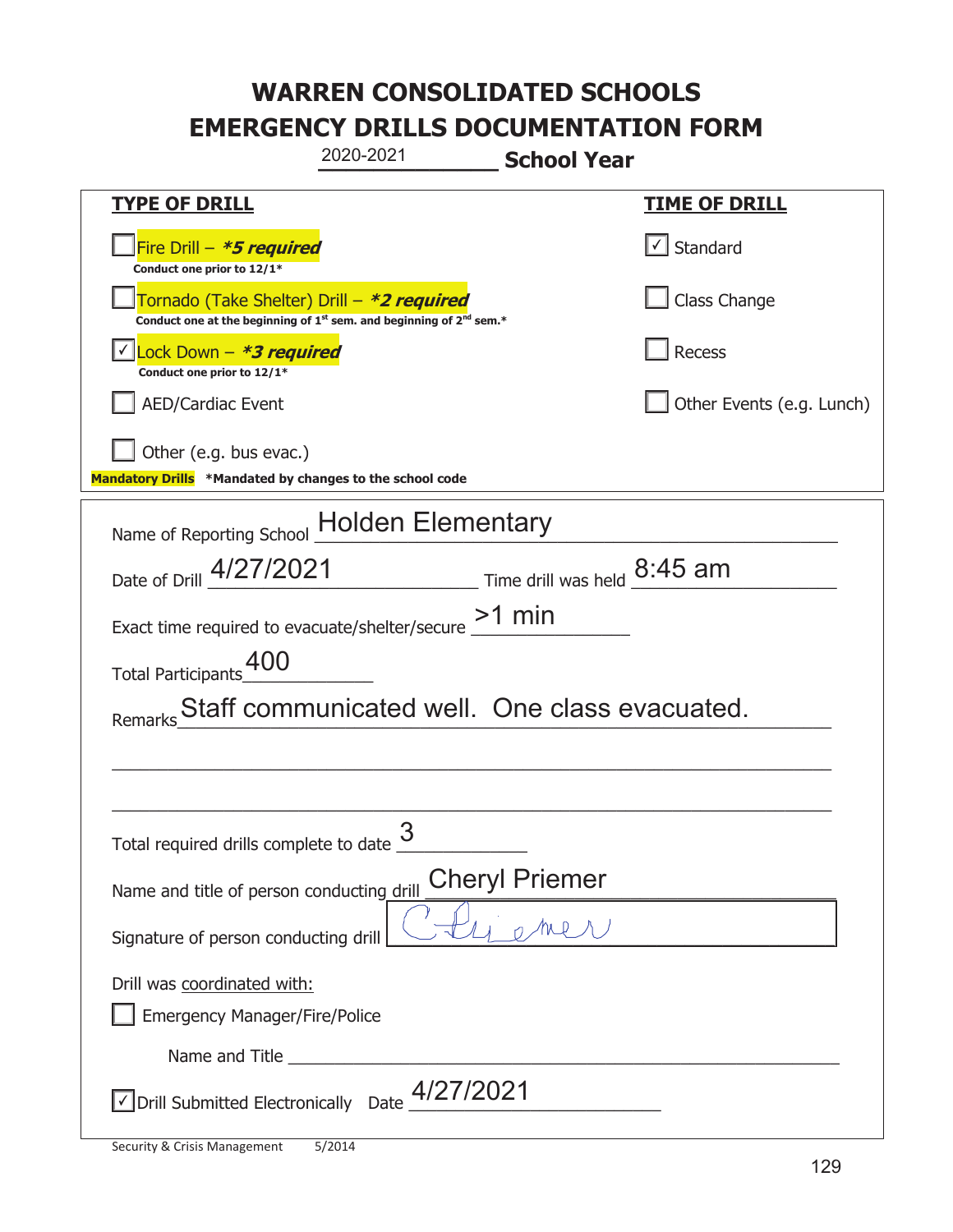# WARREN CONSOLIDATED SCHOOLS
# EMERGENCY DRILLS DOCUMENTATION FORM

2020-2021 **School Year**

| **TYPE OF DRILL** | **TIME OF DRILL** |
| --- | --- |
| ☐ Fire Drill – ***5 required*** <br> **Conduct one prior to 12/1*** | ☑ Standard |
| ☐ Tornado (Take Shelter) Drill – ***2 required*** <br> **Conduct one at the beginning of 1st sem. and beginning of 2nd sem.*** | ☐ Class Change |
| ☑ Lock Down – ***3 required*** <br> **Conduct one prior to 12/1*** | ☐ Recess |
| ☐ AED/Cardiac Event | ☐ Other Events (e.g. Lunch) |
| ☐ Other (e.g. bus evac.) | |

**Mandatory Drills** **\*Mandated by changes to the school code**

Name of Reporting School: Holden Elementary

Date of Drill: 4/27/2021 Time drill was held: 8:45 am

Exact time required to evacuate/shelter/secure: >1 min

Total Participants: 400

Remarks: Staff communicated well. One class evacuated.

Total required drills complete to date: 3

Name and title of person conducting drill: Cheryl Priemer

Signature of person conducting drill: C Priemer

Drill was coordinated with:

☐ Emergency Manager/Fire/Police

Name and Title ____________________

☑ Drill Submitted Electronically Date: 4/27/2021

Security & Crisis Management 5/2014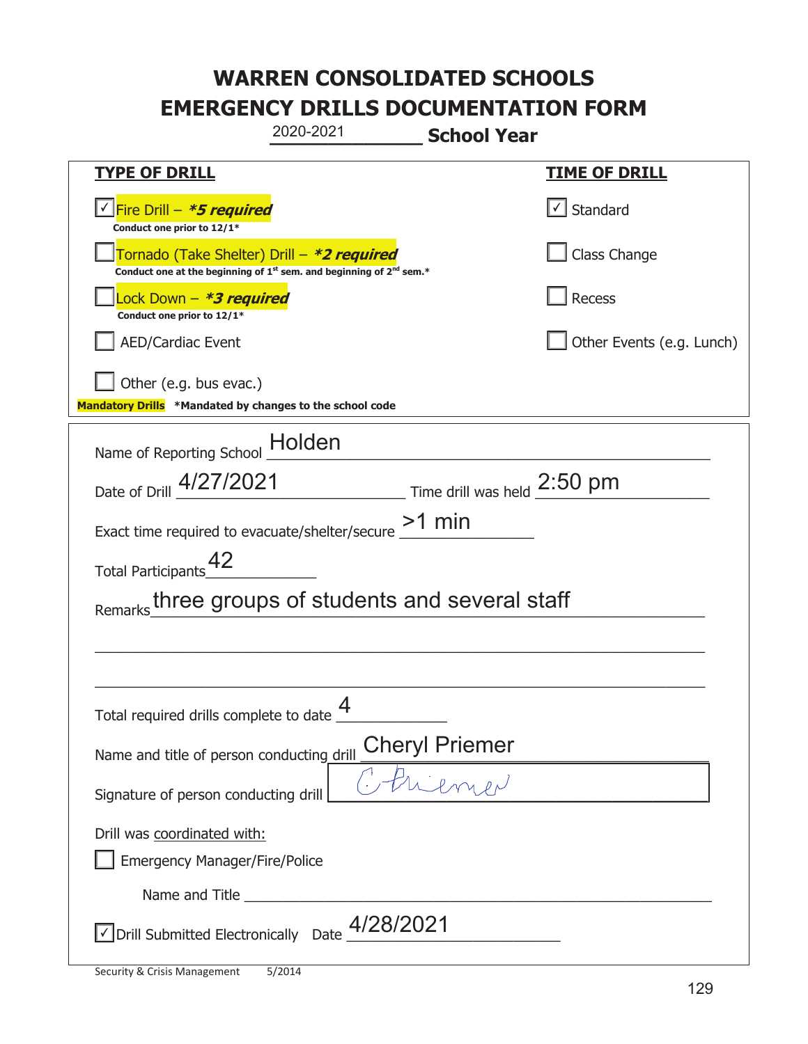# WARREN CONSOLIDATED SCHOOLS
# EMERGENCY DRILLS DOCUMENTATION FORM

2020-2021 **School Year**

| **TYPE OF DRILL** | **TIME OF DRILL** |
|---|---|
| ☑ Fire Drill – ***5 required*** <br> **Conduct one prior to 12/1*** | ☑ Standard |
| ☐ Tornado (Take Shelter) Drill – ***2 required*** <br> **Conduct one at the beginning of 1st sem. and beginning of 2nd sem.*** | ☐ Class Change |
| ☐ Lock Down – ***3 required*** <br> **Conduct one prior to 12/1*** | ☐ Recess |
| ☐ AED/Cardiac Event | ☐ Other Events (e.g. Lunch) |
| ☐ Other (e.g. bus evac.) | |

**Mandatory Drills** ***Mandated by changes to the school code**

Name of Reporting School: Holden

Date of Drill: 4/27/2021 Time drill was held: 2:50 pm

Exact time required to evacuate/shelter/secure: >1 min

Total Participants: 42

Remarks: three groups of students and several staff

Total required drills complete to date: 4

Name and title of person conducting drill: Cheryl Priemer

Signature of person conducting drill: C Priemer

Drill was coordinated with:

☐ Emergency Manager/Fire/Police

Name and Title: ______________________

☑ Drill Submitted Electronically Date: 4/28/2021

Security & Crisis Management 5/2014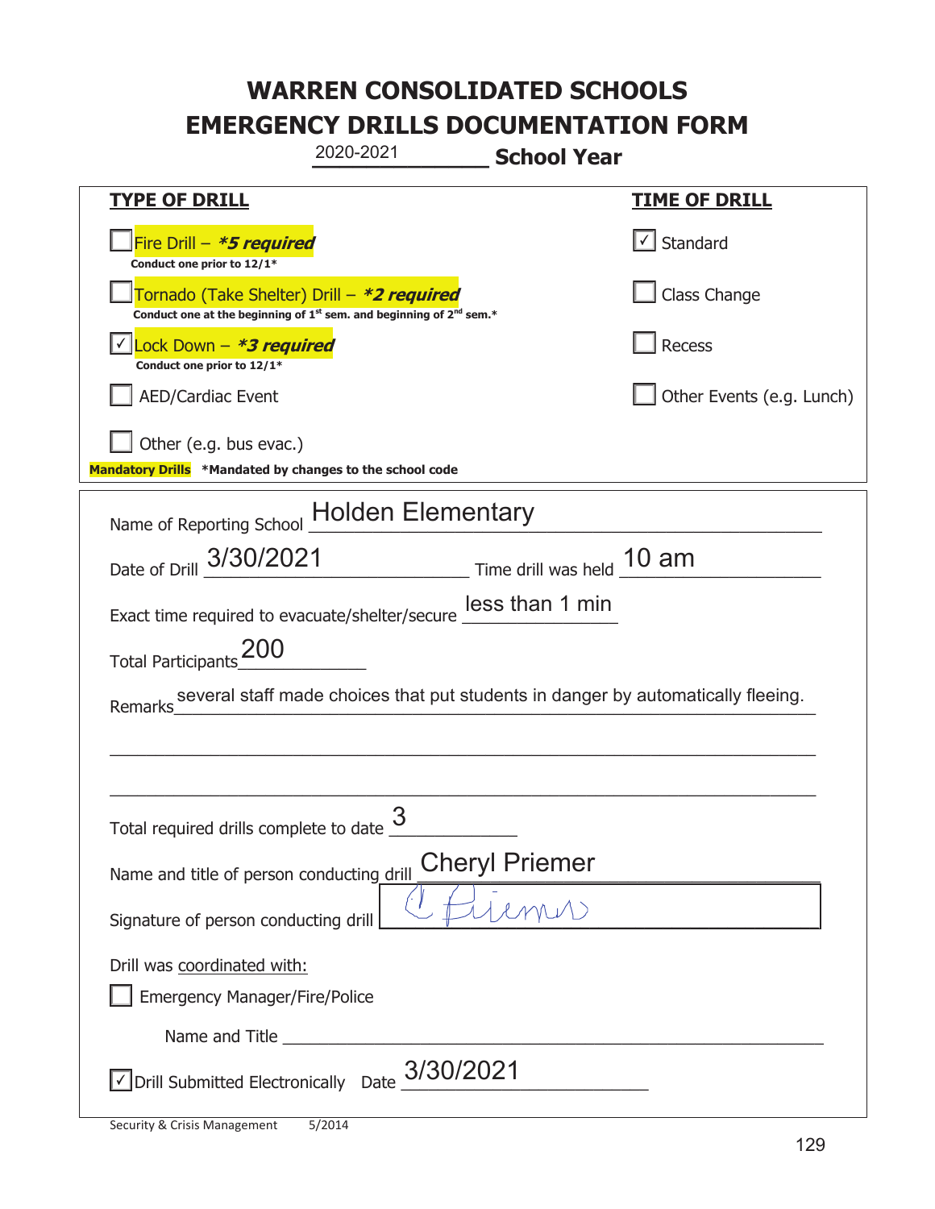# WARREN CONSOLIDATED SCHOOLS
# EMERGENCY DRILLS DOCUMENTATION FORM

2020-2021 **School Year**

| **TYPE OF DRILL** | **TIME OF DRILL** |
| --- | --- |
| ☐ Fire Drill – ***\*5 required*** <br> **Conduct one prior to 12/1\*** | ☑ Standard |
| ☐ Tornado (Take Shelter) Drill – ***\*2 required*** <br> **Conduct one at the beginning of 1st sem. and beginning of 2nd sem.\*** | ☐ Class Change |
| ☑ Lock Down – ***\*3 required*** <br> **Conduct one prior to 12/1\*** | ☐ Recess |
| ☐ AED/Cardiac Event | ☐ Other Events (e.g. Lunch) |
| ☐ Other (e.g. bus evac.) | |

**Mandatory Drills** **\*Mandated by changes to the school code**

Name of Reporting School: Holden Elementary

Date of Drill: 3/30/2021 Time drill was held: 10 am

Exact time required to evacuate/shelter/secure: less than 1 min

Total Participants: 200

Remarks: several staff made choices that put students in danger by automatically fleeing.

Total required drills complete to date: 3

Name and title of person conducting drill: Cheryl Priemer

Signature of person conducting drill: C Priemer

Drill was coordinated with:

☐ Emergency Manager/Fire/Police

Name and Title: ______

☑ Drill Submitted Electronically Date: 3/30/2021

Security & Crisis Management 5/2014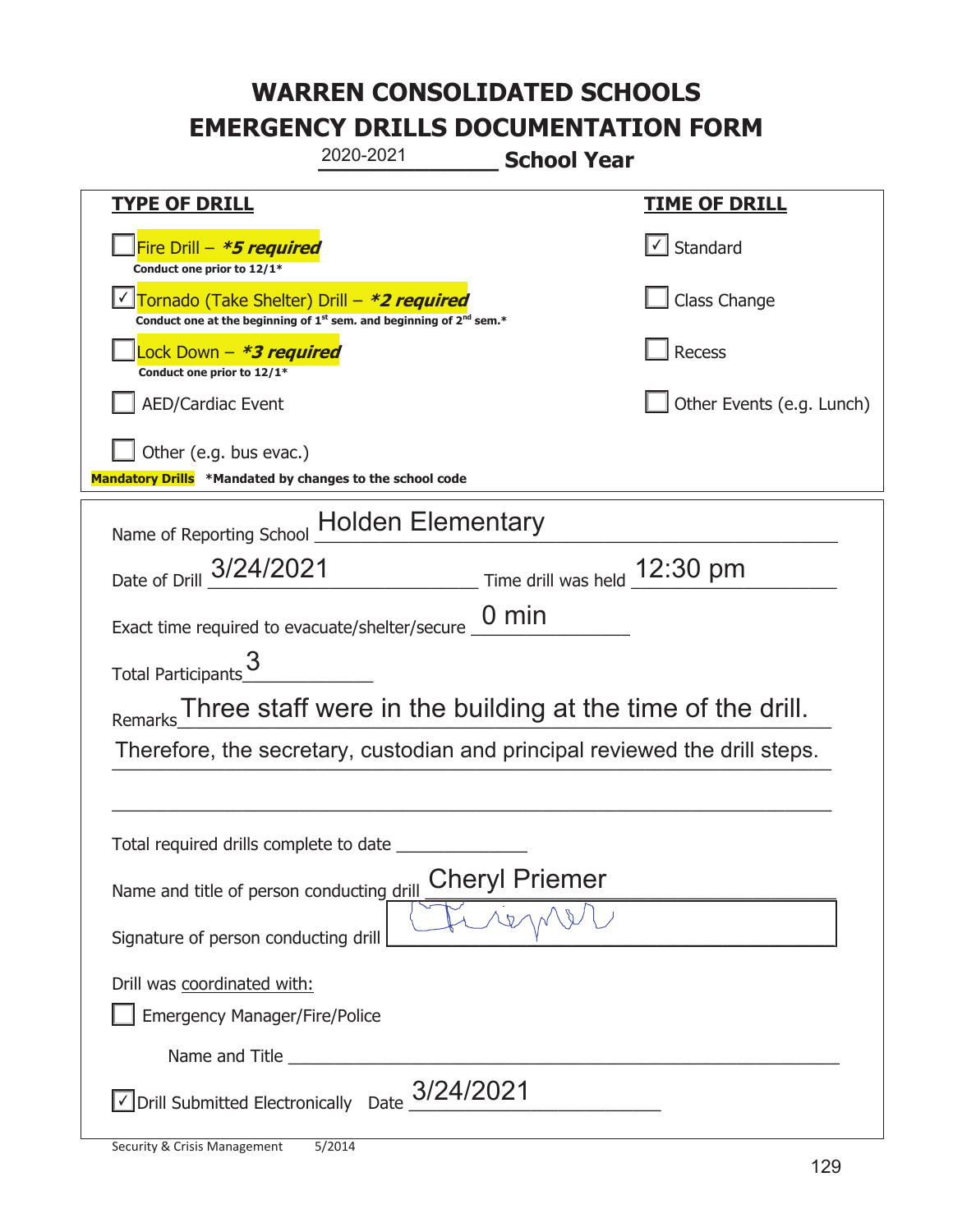# WARREN CONSOLIDATED SCHOOLS
# EMERGENCY DRILLS DOCUMENTATION FORM

2020-2021 **School Year**

| **TYPE OF DRILL** | **TIME OF DRILL** |
|---|---|
| ☐ Fire Drill – ***5 required*** <br> **Conduct one prior to 12/1*** | ☑ Standard |
| ☑ Tornado (Take Shelter) Drill – ***2 required*** <br> **Conduct one at the beginning of 1st sem. and beginning of 2nd sem.*** | ☐ Class Change |
| ☐ Lock Down – ***3 required*** <br> **Conduct one prior to 12/1*** | ☐ Recess |
| ☐ AED/Cardiac Event | ☐ Other Events (e.g. Lunch) |
| ☐ Other (e.g. bus evac.) | |

**Mandatory Drills** ***Mandated by changes to the school code**

Name of Reporting School: Holden Elementary

Date of Drill: 3/24/2021 Time drill was held: 12:30 pm

Exact time required to evacuate/shelter/secure: 0 min

Total Participants: 3

Remarks: Three staff were in the building at the time of the drill. Therefore, the secretary, custodian and principal reviewed the drill steps.

Total required drills complete to date: ______________

Name and title of person conducting drill: Cheryl Priemer

Signature of person conducting drill: [signature]

Drill was coordinated with:

☐ Emergency Manager/Fire/Police

Name and Title: ______________________________

☑ Drill Submitted Electronically Date: 3/24/2021

Security & Crisis Management 5/2014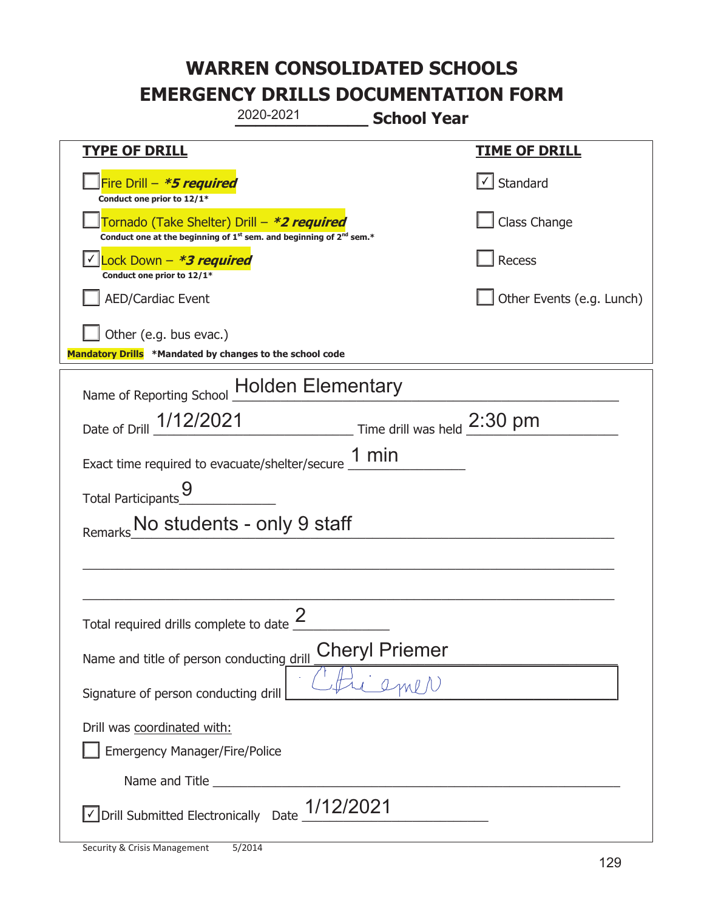# WARREN CONSOLIDATED SCHOOLS
# EMERGENCY DRILLS DOCUMENTATION FORM

2020-2021 **School Year**

| **TYPE OF DRILL** | **TIME OF DRILL** |
|---|---|
| ☐ Fire Drill – ***5 required*** <br> **Conduct one prior to 12/1*** | ☑ Standard |
| ☐ Tornado (Take Shelter) Drill – ***2 required*** <br> **Conduct one at the beginning of 1st sem. and beginning of 2nd sem.*** | ☐ Class Change |
| ☑ Lock Down – ***3 required*** <br> **Conduct one prior to 12/1*** | ☐ Recess |
| ☐ AED/Cardiac Event | ☐ Other Events (e.g. Lunch) |
| ☐ Other (e.g. bus evac.) | |

**Mandatory Drills** ***Mandated by changes to the school code**

Name of Reporting School: Holden Elementary

Date of Drill: 1/12/2021  Time drill was held: 2:30 pm

Exact time required to evacuate/shelter/secure: 1 min

Total Participants: 9

Remarks: No students - only 9 staff

Total required drills complete to date: 2

Name and title of person conducting drill: Cheryl Priemer

Signature of person conducting drill: C Priemer

Drill was coordinated with:

☐ Emergency Manager/Fire/Police

Name and Title ______________________

☑ Drill Submitted Electronically  Date: 1/12/2021

Security & Crisis Management 5/2014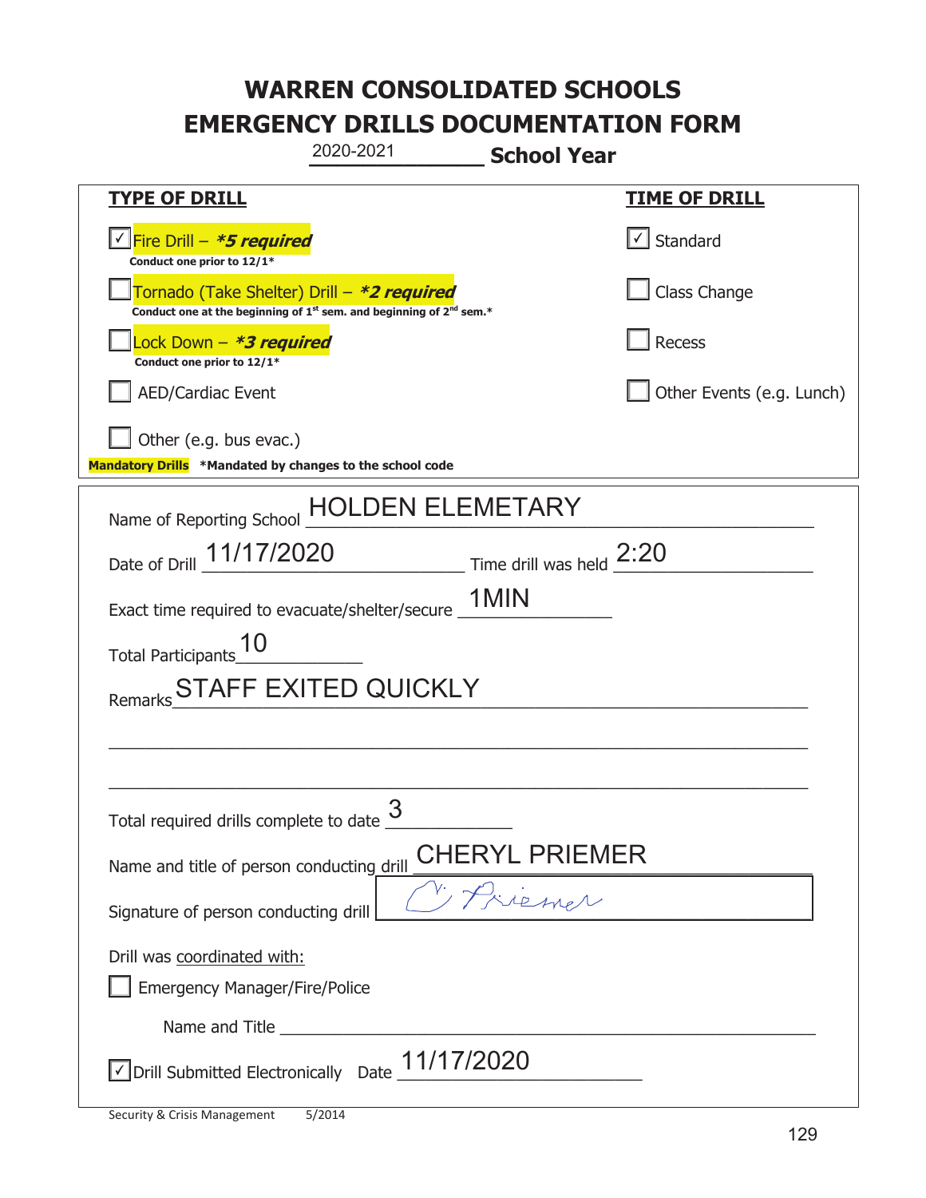# WARREN CONSOLIDATED SCHOOLS
# EMERGENCY DRILLS DOCUMENTATION FORM

2020-2021 **School Year**

| **TYPE OF DRILL** | **TIME OF DRILL** |
|---|---|
| ☑ Fire Drill – ***5 required*** <br> **Conduct one prior to 12/1*** | ☑ Standard |
| ☐ Tornado (Take Shelter) Drill – ***2 required*** <br> **Conduct one at the beginning of 1st sem. and beginning of 2nd sem.*** | ☐ Class Change |
| ☐ Lock Down – ***3 required*** <br> **Conduct one prior to 12/1*** | ☐ Recess |
| ☐ AED/Cardiac Event | ☐ Other Events (e.g. Lunch) |
| ☐ Other (e.g. bus evac.) | |

**Mandatory Drills** ***Mandated by changes to the school code**

Name of Reporting School: HOLDEN ELEMETARY

Date of Drill: 11/17/2020 Time drill was held: 2:20

Exact time required to evacuate/shelter/secure: 1MIN

Total Participants: 10

Remarks: STAFF EXITED QUICKLY

Total required drills complete to date: 3

Name and title of person conducting drill: CHERYL PRIEMER

Signature of person conducting drill: C. Priemer

Drill was coordinated with:

☐ Emergency Manager/Fire/Police

Name and Title: ______________________

☑ Drill Submitted Electronically Date: 11/17/2020

Security & Crisis Management 5/2014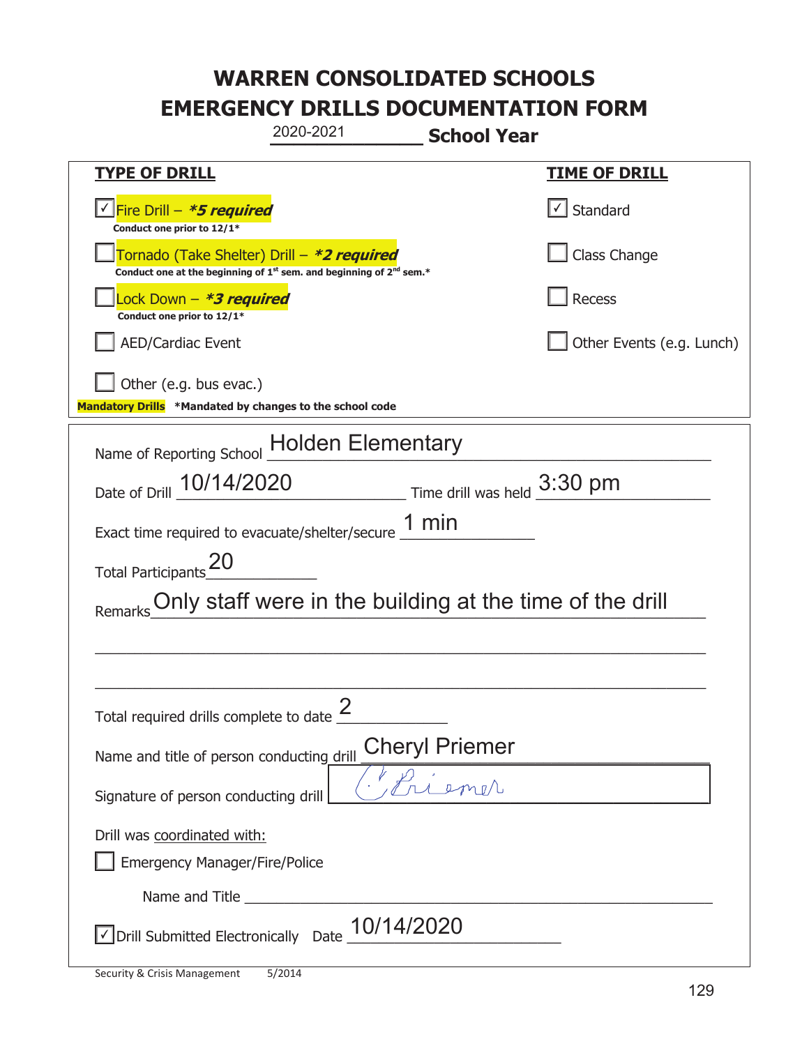# WARREN CONSOLIDATED SCHOOLS
# EMERGENCY DRILLS DOCUMENTATION FORM

2020-2021 **School Year**

| **TYPE OF DRILL** | **TIME OF DRILL** |
|---|---|
| ☑ Fire Drill – ***5 required*** <br> **Conduct one prior to 12/1*** | ☑ Standard |
| ☐ Tornado (Take Shelter) Drill – ***2 required*** <br> **Conduct one at the beginning of 1st sem. and beginning of 2nd sem.*** | ☐ Class Change |
| ☐ Lock Down – ***3 required*** <br> **Conduct one prior to 12/1*** | ☐ Recess |
| ☐ AED/Cardiac Event | ☐ Other Events (e.g. Lunch) |
| ☐ Other (e.g. bus evac.) | |

**Mandatory Drills** **\*Mandated by changes to the school code**

Name of Reporting School: Holden Elementary

Date of Drill: 10/14/2020 Time drill was held: 3:30 pm

Exact time required to evacuate/shelter/secure: 1 min

Total Participants: 20

Remarks: Only staff were in the building at the time of the drill

Total required drills complete to date: 2

Name and title of person conducting drill: Cheryl Priemer

Signature of person conducting drill: C Priemer

Drill was coordinated with:

☐ Emergency Manager/Fire/Police

Name and Title ______________________

☑ Drill Submitted Electronically Date: 10/14/2020

Security & Crisis Management 5/2014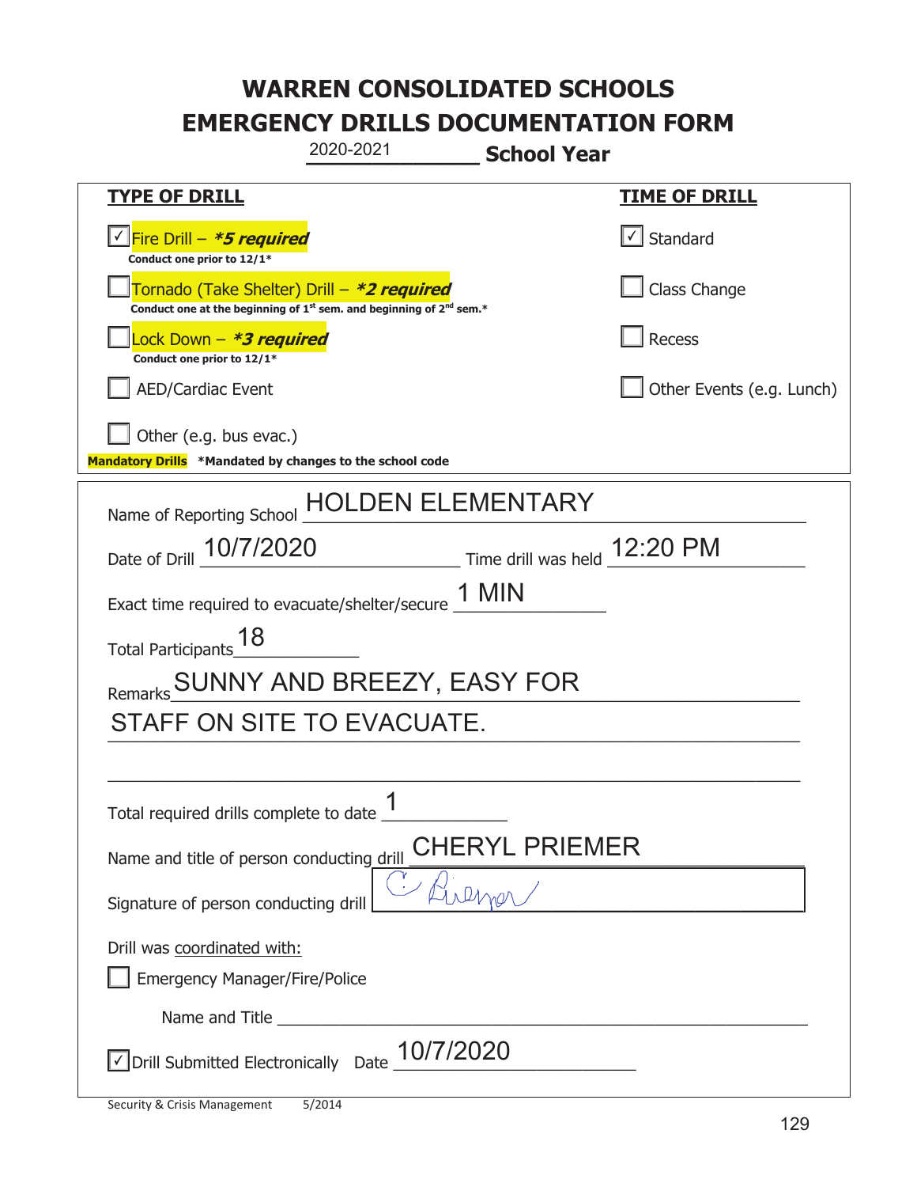# WARREN CONSOLIDATED SCHOOLS
# EMERGENCY DRILLS DOCUMENTATION FORM

2020-2021 **School Year**

| **TYPE OF DRILL** | **TIME OF DRILL** |
|---|---|
| ☑ Fire Drill – ***5 required*** <br> **Conduct one prior to 12/1*** | ☑ Standard |
| ☐ Tornado (Take Shelter) Drill – ***2 required*** <br> **Conduct one at the beginning of 1st sem. and beginning of 2nd sem.*** | ☐ Class Change |
| ☐ Lock Down – ***3 required*** <br> **Conduct one prior to 12/1*** | ☐ Recess |
| ☐ AED/Cardiac Event | ☐ Other Events (e.g. Lunch) |
| ☐ Other (e.g. bus evac.) | |

**Mandatory Drills** ***Mandated by changes to the school code**

Name of Reporting School: HOLDEN ELEMENTARY

Date of Drill: 10/7/2020 Time drill was held: 12:20 PM

Exact time required to evacuate/shelter/secure: 1 MIN

Total Participants: 18

Remarks: SUNNY AND BREEZY, EASY FOR STAFF ON SITE TO EVACUATE.

Total required drills complete to date: 1

Name and title of person conducting drill: CHERYL PRIEMER

Signature of person conducting drill: C Priemer

Drill was coordinated with:

☐ Emergency Manager/Fire/Police

Name and Title ______________________

☑ Drill Submitted Electronically Date: 10/7/2020

Security & Crisis Management 5/2014